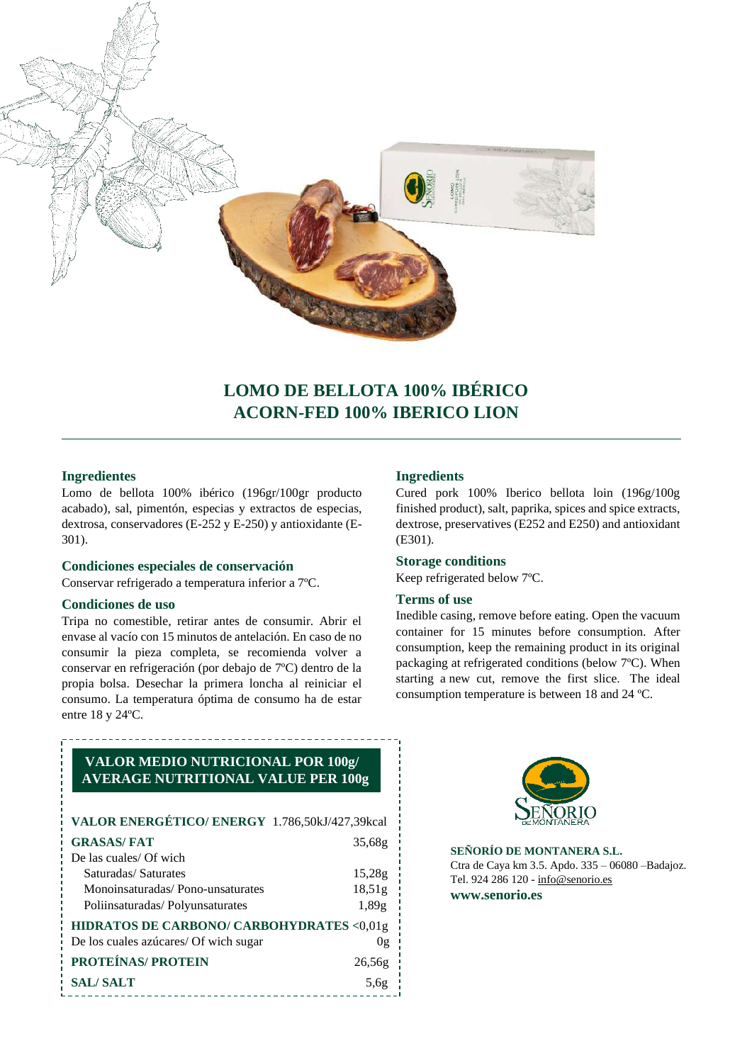# LOMO DE BELLOTA 100% IBÉRICO
# ACORN-FED 100% IBERICO LION

### Ingredientes

Lomo de bellota 100% ibérico (196gr/100gr producto acabado), sal, pimentón, especias y extractos de especias, dextrosa, conservadores (E-252 y E-250) y antioxidante (E-301).

### Condiciones especiales de conservación

Conservar refrigerado a temperatura inferior a 7ºC.

### Condiciones de uso

Tripa no comestible, retirar antes de consumir. Abrir el envase al vacío con 15 minutos de antelación. En caso de no consumir la pieza completa, se recomienda volver a conservar en refrigeración (por debajo de 7ºC) dentro de la propia bolsa. Desechar la primera loncha al reiniciar el consumo. La temperatura óptima de consumo ha de estar entre 18 y 24ºC.

### Ingredients

Cured pork 100% Iberico bellota loin (196g/100g finished product), salt, paprika, spices and spice extracts, dextrose, preservatives (E252 and E250) and antioxidant (E301).

### Storage conditions

Keep refrigerated below 7ºC.

### Terms of use

Inedible casing, remove before eating. Open the vacuum container for 15 minutes before consumption. After consumption, keep the remaining product in its original packaging at refrigerated conditions (below 7ºC). When starting a new cut, remove the first slice. The ideal consumption temperature is between 18 and 24 ºC.

### VALOR MEDIO NUTRICIONAL POR 100g/ AVERAGE NUTRITIONAL VALUE PER 100g

| | |
|---|---|
| **VALOR ENERGÉTICO/ ENERGY** | 1.786,50kJ/427,39kcal |
| **GRASAS/ FAT** | 35,68g |
| De las cuales/ Of wich | |
| Saturadas/ Saturates | 15,28g |
| Monoinsaturadas/ Pono-unsaturates | 18,51g |
| Poliinsaturadas/ Polyunsaturates | 1,89g |
| **HIDRATOS DE CARBONO/ CARBOHYDRATES** | <0,01g |
| De los cuales azúcares/ Of wich sugar | 0g |
| **PROTEÍNAS/ PROTEIN** | 26,56g |
| **SAL/ SALT** | 5,6g |

**SEÑORÍO DE MONTANERA S.L.**
Ctra de Caya km 3.5. Apdo. 335 – 06080 –Badajoz.
Tel. 924 286 120 - info@senorio.es
**www.senorio.es**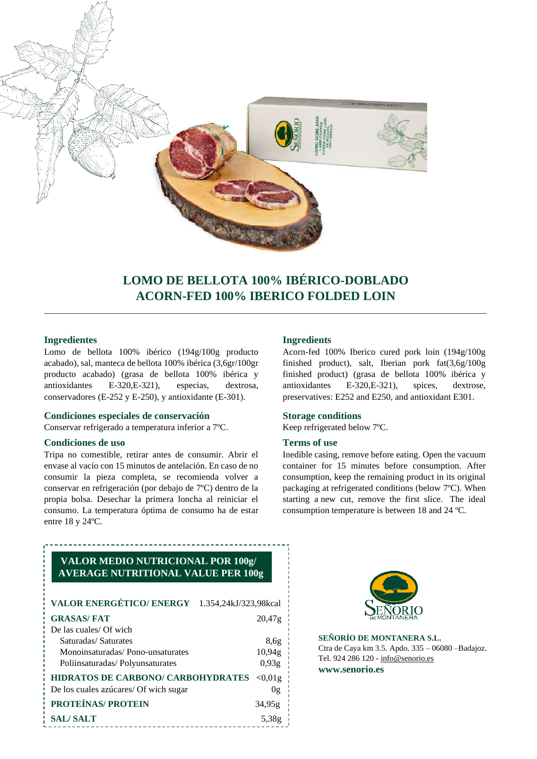# LOMO DE BELLOTA 100% IBÉRICO-DOBLADO
# ACORN-FED 100% IBERICO FOLDED LOIN

### Ingredientes

Lomo de bellota 100% ibérico (194g/100g producto acabado), sal, manteca de bellota 100% ibérica (3,6gr/100gr producto acabado) (grasa de bellota 100% ibérica y antioxidantes E-320,E-321), especias, dextrosa, conservadores (E-252 y E-250), y antioxidante (E-301).

### Condiciones especiales de conservación

Conservar refrigerado a temperatura inferior a 7ºC.

### Condiciones de uso

Tripa no comestible, retirar antes de consumir. Abrir el envase al vacío con 15 minutos de antelación. En caso de no consumir la pieza completa, se recomienda volver a conservar en refrigeración (por debajo de 7ºC) dentro de la propia bolsa. Desechar la primera loncha al reiniciar el consumo. La temperatura óptima de consumo ha de estar entre 18 y 24ºC.

### Ingredients

Acorn-fed 100% Iberico cured pork loin (194g/100g finished product), salt, Iberian pork fat(3,6g/100g finished product) (grasa de bellota 100% ibérica y antioxidantes E-320,E-321), spices, dextrose, preservatives: E252 and E250, and antioxidant E301.

### Storage conditions

Keep refrigerated below 7ºC.

### Terms of use

Inedible casing, remove before eating. Open the vacuum container for 15 minutes before consumption. After consumption, keep the remaining product in its original packaging at refrigerated conditions (below 7ºC). When starting a new cut, remove the first slice. The ideal consumption temperature is between 18 and 24 ºC.

### VALOR MEDIO NUTRICIONAL POR 100g/ AVERAGE NUTRITIONAL VALUE PER 100g

| | |
|---|---|
| **VALOR ENERGÉTICO/ ENERGY** | 1.354,24kJ/323,98kcal |
| **GRASAS/ FAT** | 20,47g |
| De las cuales/ Of wich | |
| Saturadas/ Saturates | 8,6g |
| Monoinsaturadas/ Pono-unsaturates | 10,94g |
| Poliinsaturadas/ Polyunsaturates | 0,93g |
| **HIDRATOS DE CARBONO/ CARBOHYDRATES** | <0,01g |
| De los cuales azúcares/ Of wich sugar | 0g |
| **PROTEÍNAS/ PROTEIN** | 34,95g |
| **SAL/ SALT** | 5,38g |

**SEÑORÍO DE MONTANERA S.L.**
Ctra de Caya km 3.5. Apdo. 335 – 06080 –Badajoz.
Tel. 924 286 120 - info@senorio.es
**www.senorio.es**